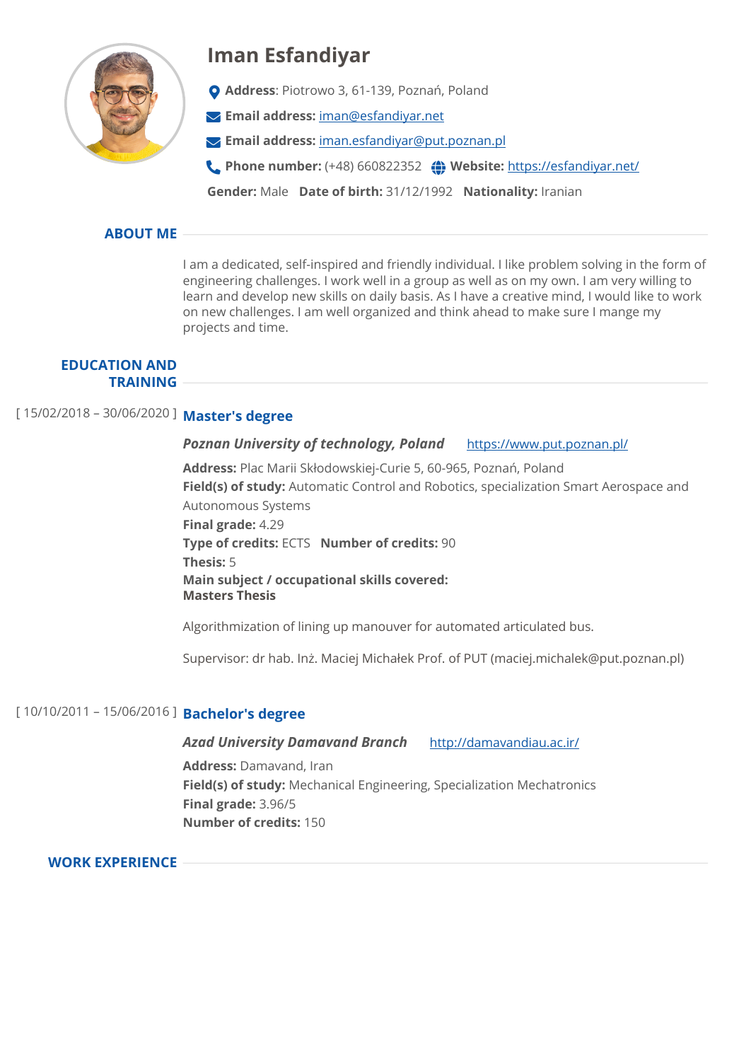# Iman Esfandiyar

**Address**: Piotrowo 3, 61-139, Poznań, Poland

**Email address:** iman@esfandiyar.net

**Email address:** iman.esfandiyar@put.poznan.pl

**Phone number:** (+48) 660822352 **Website:** https://esfandiyar.net/

**Gender:** Male **Date of birth:** 31/12/1992 **Nationality:** Iranian

## ABOUT ME

I am a dedicated, self-inspired and friendly individual. I like problem solving in the form of engineering challenges. I work well in a group as well as on my own. I am very willing to learn and develop new skills on daily basis. As I have a creative mind, I would like to work on new challenges. I am well organized and think ahead to make sure I mange my projects and time.

## EDUCATION AND TRAINING

[ 15/02/2018 – 30/06/2020 ]

### Master's degree

***Poznan University of technology, Poland*** https://www.put.poznan.pl/

**Address:** Plac Marii Skłodowskiej-Curie 5, 60-965, Poznań, Poland
**Field(s) of study:** Automatic Control and Robotics, specialization Smart Aerospace and Autonomous Systems
**Final grade:** 4.29
**Type of credits:** ECTS **Number of credits:** 90
**Thesis:** 5
**Main subject / occupational skills covered:**
**Masters Thesis**

Algorithmization of lining up manouver for automated articulated bus.

Supervisor: dr hab. Inż. Maciej Michałek Prof. of PUT (maciej.michalek@put.poznan.pl)

[ 10/10/2011 – 15/06/2016 ]

### Bachelor's degree

***Azad University Damavand Branch*** http://damavandiau.ac.ir/

**Address:** Damavand, Iran
**Field(s) of study:** Mechanical Engineering, Specialization Mechatronics
**Final grade:** 3.96/5
**Number of credits:** 150

## WORK EXPERIENCE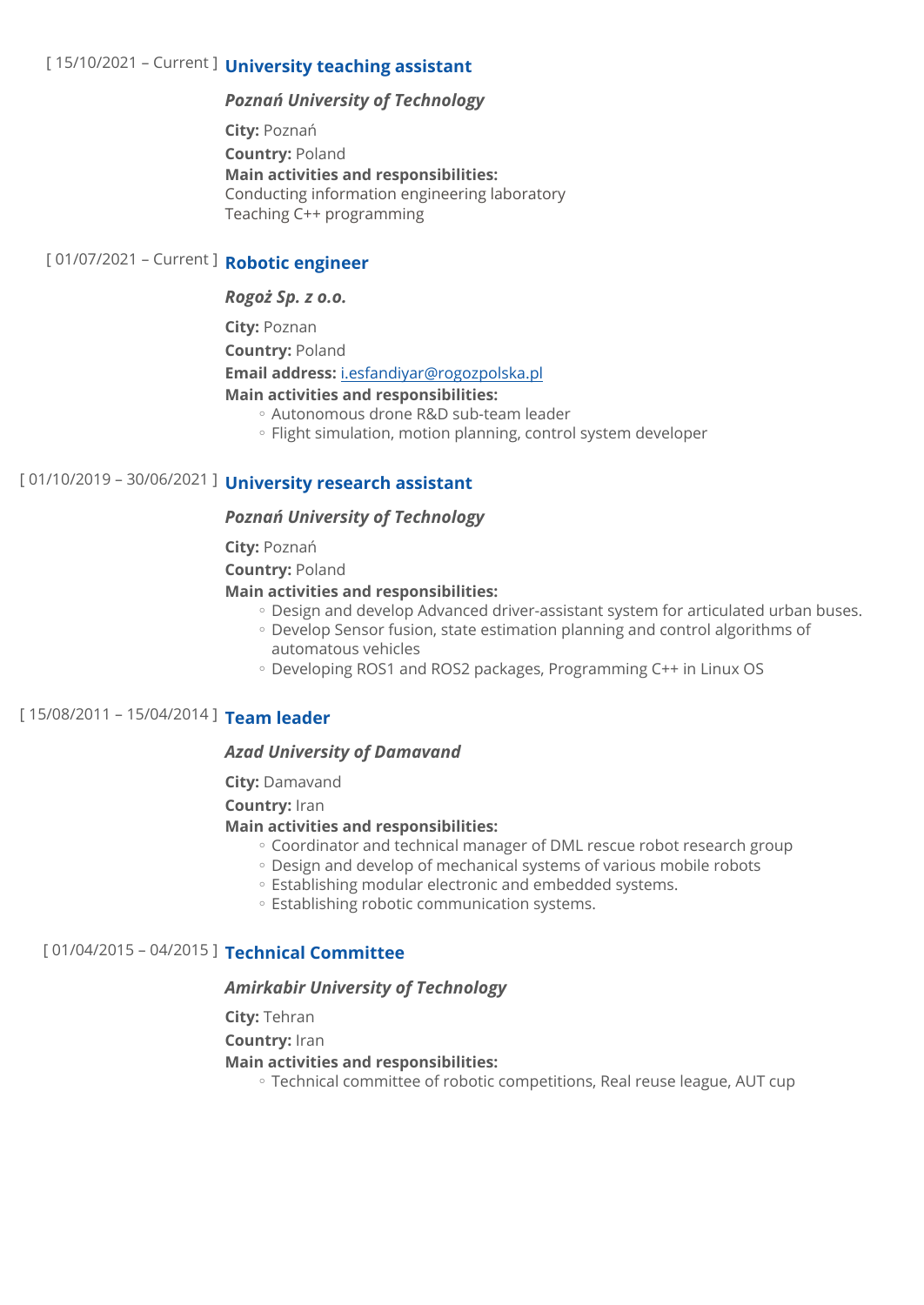[ 15/10/2021 – Current ] **University teaching assistant**

***Poznań University of Technology***

**City:** Poznań

**Country:** Poland

**Main activities and responsibilities:**
Conducting information engineering laboratory
Teaching C++ programming

[ 01/07/2021 – Current ] **Robotic engineer**

***Rogoż Sp. z o.o.***

**City:** Poznan

**Country:** Poland

**Email address:** i.esfandiyar@rogozpolska.pl

**Main activities and responsibilities:**

- Autonomous drone R&D sub-team leader
- Flight simulation, motion planning, control system developer

[ 01/10/2019 – 30/06/2021 ] **University research assistant**

***Poznań University of Technology***

**City:** Poznań

**Country:** Poland

**Main activities and responsibilities:**

- Design and develop Advanced driver-assistant system for articulated urban buses.
- Develop Sensor fusion, state estimation planning and control algorithms of automatous vehicles
- Developing ROS1 and ROS2 packages, Programming C++ in Linux OS

[ 15/08/2011 – 15/04/2014 ] **Team leader**

***Azad University of Damavand***

**City:** Damavand

**Country:** Iran

**Main activities and responsibilities:**

- Coordinator and technical manager of DML rescue robot research group
- Design and develop of mechanical systems of various mobile robots
- Establishing modular electronic and embedded systems.
- Establishing robotic communication systems.

[ 01/04/2015 – 04/2015 ] **Technical Committee**

***Amirkabir University of Technology***

**City:** Tehran

**Country:** Iran

**Main activities and responsibilities:**

- Technical committee of robotic competitions, Real reuse league, AUT cup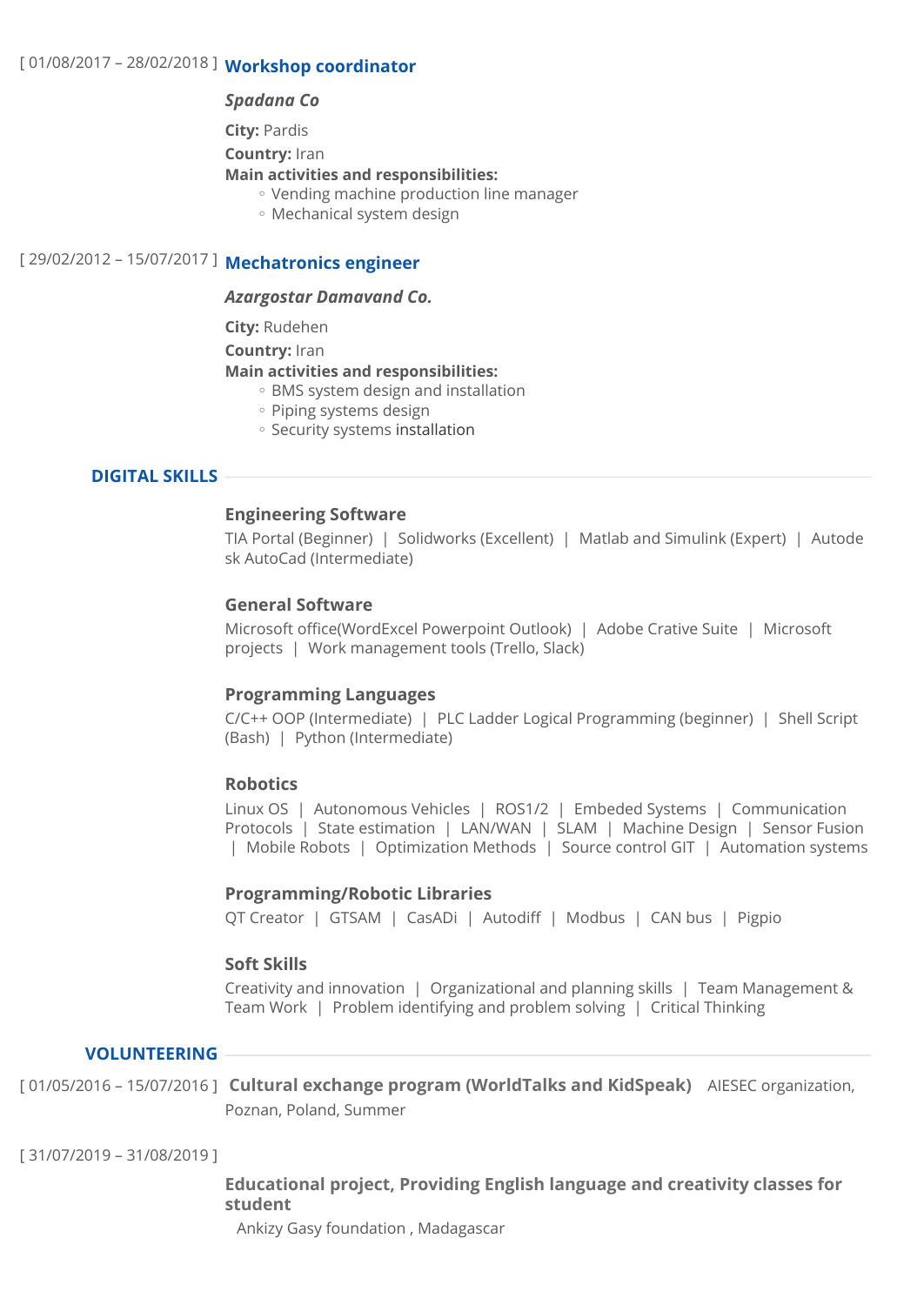[ 01/08/2017 – 28/02/2018 ] **Workshop coordinator**

***Spadana Co***

**City:** Pardis

**Country:** Iran

**Main activities and responsibilities:**

- Vending machine production line manager
- Mechanical system design

[ 29/02/2012 – 15/07/2017 ] **Mechatronics engineer**

***Azargostar Damavand Co.***

**City:** Rudehen

**Country:** Iran

**Main activities and responsibilities:**

- BMS system design and installation
- Piping systems design
- Security systems installation

## DIGITAL SKILLS

### Engineering Software

TIA Portal (Beginner) | Solidworks (Excellent) | Matlab and Simulink (Expert) | Autodesk AutoCad (Intermediate)

### General Software

Microsoft office(WordExcel Powerpoint Outlook) | Adobe Crative Suite | Microsoft projects | Work management tools (Trello, Slack)

### Programming Languages

C/C++ OOP (Intermediate) | PLC Ladder Logical Programming (beginner) | Shell Script (Bash) | Python (Intermediate)

### Robotics

Linux OS | Autonomous Vehicles | ROS1/2 | Embeded Systems | Communication Protocols | State estimation | LAN/WAN | SLAM | Machine Design | Sensor Fusion | Mobile Robots | Optimization Methods | Source control GIT | Automation systems

### Programming/Robotic Libraries

QT Creator | GTSAM | CasADi | Autodiff | Modbus | CAN bus | Pigpio

### Soft Skills

Creativity and innovation | Organizational and planning skills | Team Management & Team Work | Problem identifying and problem solving | Critical Thinking

## VOLUNTEERING

[ 01/05/2016 – 15/07/2016 ] **Cultural exchange program (WorldTalks and KidSpeak)** AIESEC organization, Poznan, Poland, Summer

[ 31/07/2019 – 31/08/2019 ]

**Educational project, Providing English language and creativity classes for student**

Ankizy Gasy foundation , Madagascar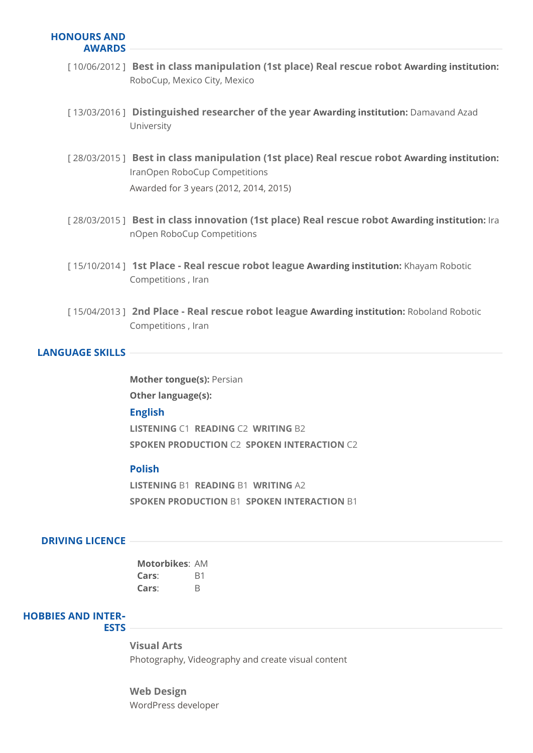## HONOURS AND AWARDS

[ 10/06/2012 ] **Best in class manipulation (1st place) Real rescue robot** **Awarding institution:** RoboCup, Mexico City, Mexico

[ 13/03/2016 ] **Distinguished researcher of the year** **Awarding institution:** Damavand Azad University

[ 28/03/2015 ] **Best in class manipulation (1st place) Real rescue robot** **Awarding institution:** IranOpen RoboCup Competitions

Awarded for 3 years (2012, 2014, 2015)

[ 28/03/2015 ] **Best in class innovation (1st place) Real rescue robot** **Awarding institution:** IranOpen RoboCup Competitions

[ 15/10/2014 ] **1st Place - Real rescue robot league** **Awarding institution:** Khayam Robotic Competitions , Iran

[ 15/04/2013 ] **2nd Place - Real rescue robot league** **Awarding institution:** Roboland Robotic Competitions , Iran

## LANGUAGE SKILLS

**Mother tongue(s):** Persian

**Other language(s):**

### English

**LISTENING** C1 **READING** C2 **WRITING** B2

**SPOKEN PRODUCTION** C2 **SPOKEN INTERACTION** C2

### Polish

**LISTENING** B1 **READING** B1 **WRITING** A2

**SPOKEN PRODUCTION** B1 **SPOKEN INTERACTION** B1

## DRIVING LICENCE

**Motorbikes**: AM
**Cars**: B1
**Cars**: B

## HOBBIES AND INTERESTS

**Visual Arts**
Photography, Videography and create visual content

**Web Design**
WordPress developer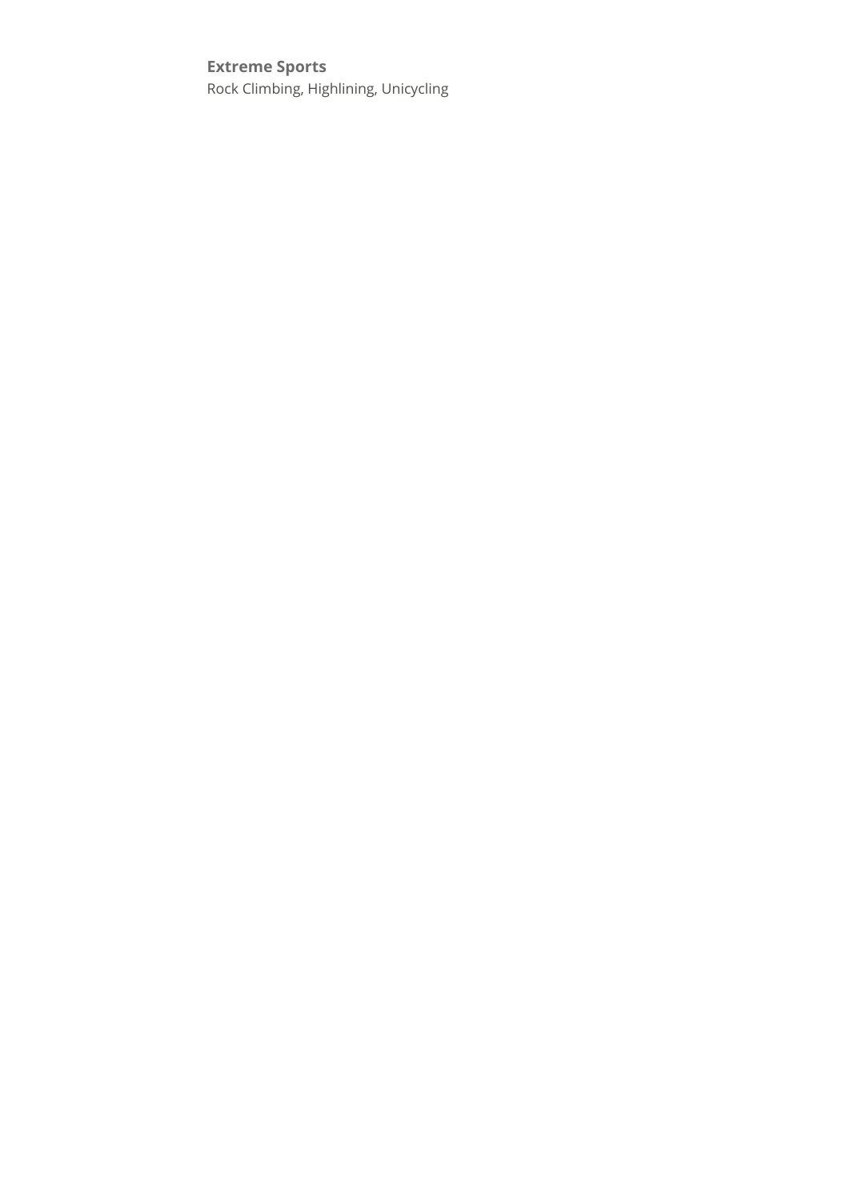**Extreme Sports**
Rock Climbing, Highlining, Unicycling